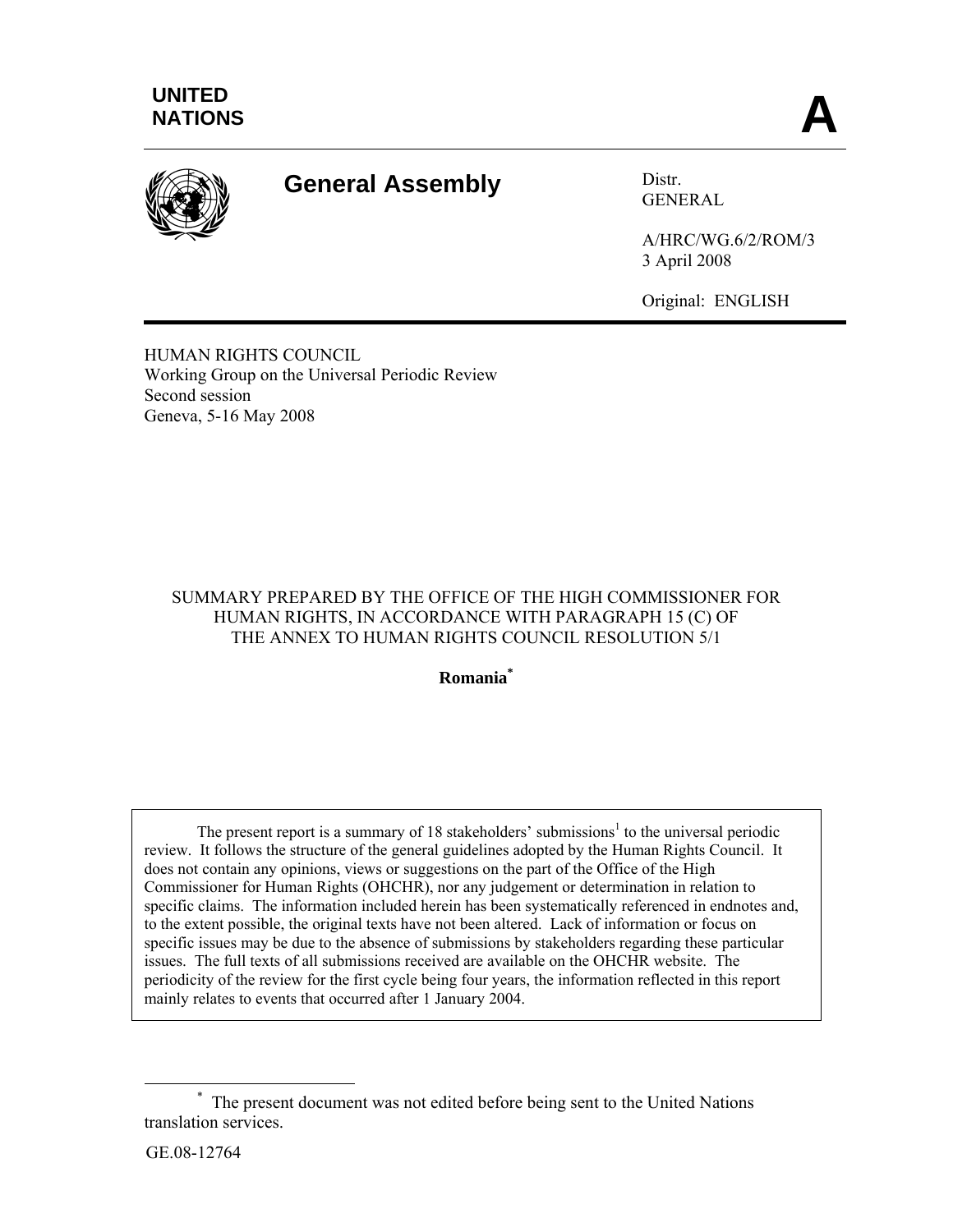UNITED NATIONS

A

# General Assembly

Distr.
GENERAL

A/HRC/WG.6/2/ROM/3
3 April 2008

Original: ENGLISH

HUMAN RIGHTS COUNCIL
Working Group on the Universal Periodic Review
Second session
Geneva, 5-16 May 2008

SUMMARY PREPARED BY THE OFFICE OF THE HIGH COMMISSIONER FOR HUMAN RIGHTS, IN ACCORDANCE WITH PARAGRAPH 15 (C) OF THE ANNEX TO HUMAN RIGHTS COUNCIL RESOLUTION 5/1

**Romania***

The present report is a summary of 18 stakeholders' submissions[1] to the universal periodic review. It follows the structure of the general guidelines adopted by the Human Rights Council. It does not contain any opinions, views or suggestions on the part of the Office of the High Commissioner for Human Rights (OHCHR), nor any judgement or determination in relation to specific claims. The information included herein has been systematically referenced in endnotes and, to the extent possible, the original texts have not been altered. Lack of information or focus on specific issues may be due to the absence of submissions by stakeholders regarding these particular issues. The full texts of all submissions received are available on the OHCHR website. The periodicity of the review for the first cycle being four years, the information reflected in this report mainly relates to events that occurred after 1 January 2004.

\* The present document was not edited before being sent to the United Nations translation services.

GE.08-12764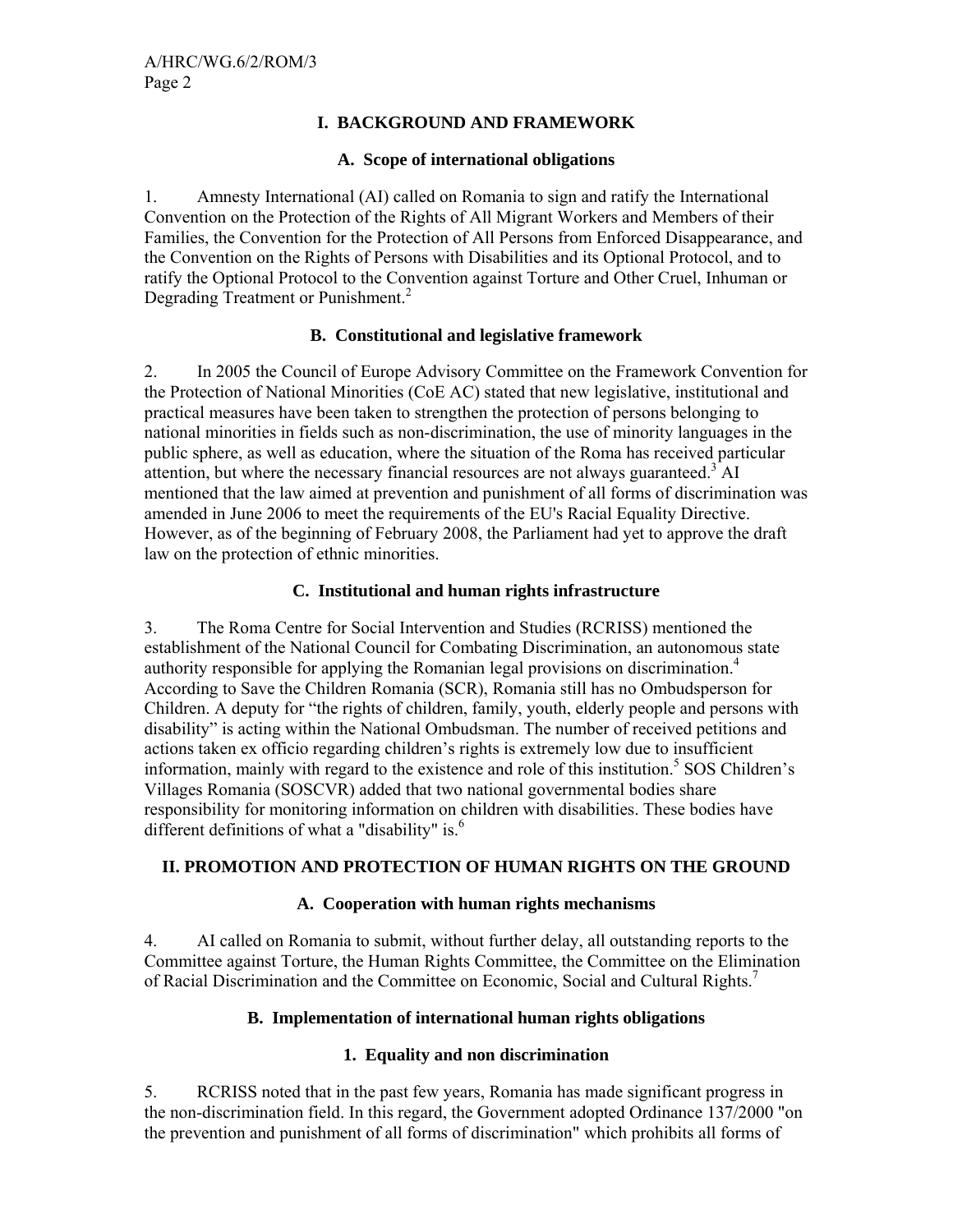## I. BACKGROUND AND FRAMEWORK

### A. Scope of international obligations

1. Amnesty International (AI) called on Romania to sign and ratify the International Convention on the Protection of the Rights of All Migrant Workers and Members of their Families, the Convention for the Protection of All Persons from Enforced Disappearance, and the Convention on the Rights of Persons with Disabilities and its Optional Protocol, and to ratify the Optional Protocol to the Convention against Torture and Other Cruel, Inhuman or Degrading Treatment or Punishment.[2]

### B. Constitutional and legislative framework

2. In 2005 the Council of Europe Advisory Committee on the Framework Convention for the Protection of National Minorities (CoE AC) stated that new legislative, institutional and practical measures have been taken to strengthen the protection of persons belonging to national minorities in fields such as non-discrimination, the use of minority languages in the public sphere, as well as education, where the situation of the Roma has received particular attention, but where the necessary financial resources are not always guaranteed.[3] AI mentioned that the law aimed at prevention and punishment of all forms of discrimination was amended in June 2006 to meet the requirements of the EU's Racial Equality Directive. However, as of the beginning of February 2008, the Parliament had yet to approve the draft law on the protection of ethnic minorities.

### C. Institutional and human rights infrastructure

3. The Roma Centre for Social Intervention and Studies (RCRISS) mentioned the establishment of the National Council for Combating Discrimination, an autonomous state authority responsible for applying the Romanian legal provisions on discrimination.[4] According to Save the Children Romania (SCR), Romania still has no Ombudsperson for Children. A deputy for "the rights of children, family, youth, elderly people and persons with disability" is acting within the National Ombudsman. The number of received petitions and actions taken ex officio regarding children's rights is extremely low due to insufficient information, mainly with regard to the existence and role of this institution.[5] SOS Children's Villages Romania (SOSCVR) added that two national governmental bodies share responsibility for monitoring information on children with disabilities. These bodies have different definitions of what a "disability" is.[6]

## II. PROMOTION AND PROTECTION OF HUMAN RIGHTS ON THE GROUND

### A. Cooperation with human rights mechanisms

4. AI called on Romania to submit, without further delay, all outstanding reports to the Committee against Torture, the Human Rights Committee, the Committee on the Elimination of Racial Discrimination and the Committee on Economic, Social and Cultural Rights.[7]

### B. Implementation of international human rights obligations

#### 1. Equality and non discrimination

5. RCRISS noted that in the past few years, Romania has made significant progress in the non-discrimination field. In this regard, the Government adopted Ordinance 137/2000 "on the prevention and punishment of all forms of discrimination" which prohibits all forms of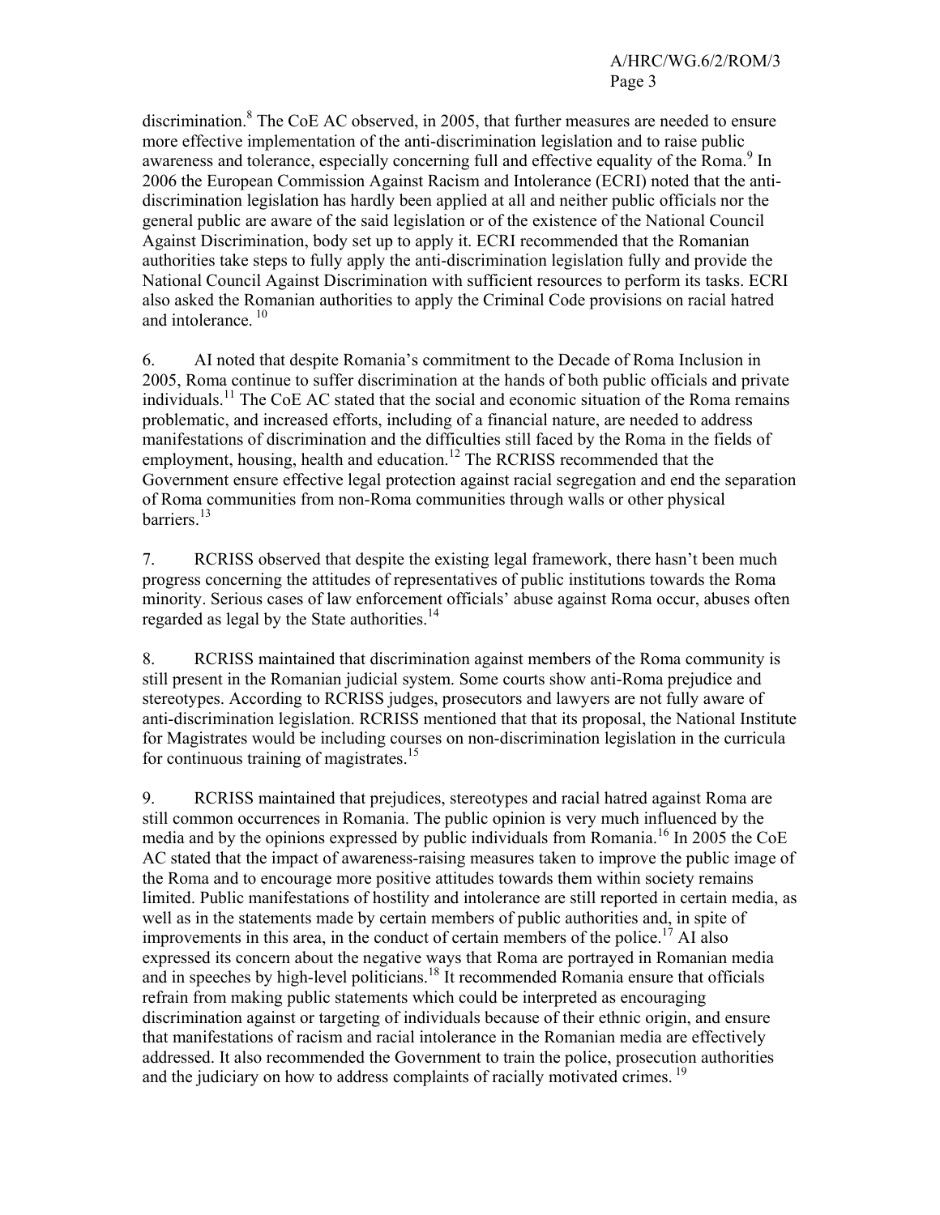discrimination.[8] The CoE AC observed, in 2005, that further measures are needed to ensure more effective implementation of the anti-discrimination legislation and to raise public awareness and tolerance, especially concerning full and effective equality of the Roma.[9] In 2006 the European Commission Against Racism and Intolerance (ECRI) noted that the anti-discrimination legislation has hardly been applied at all and neither public officials nor the general public are aware of the said legislation or of the existence of the National Council Against Discrimination, body set up to apply it. ECRI recommended that the Romanian authorities take steps to fully apply the anti-discrimination legislation fully and provide the National Council Against Discrimination with sufficient resources to perform its tasks. ECRI also asked the Romanian authorities to apply the Criminal Code provisions on racial hatred and intolerance. [10]

6. AI noted that despite Romania's commitment to the Decade of Roma Inclusion in 2005, Roma continue to suffer discrimination at the hands of both public officials and private individuals.[11] The CoE AC stated that the social and economic situation of the Roma remains problematic, and increased efforts, including of a financial nature, are needed to address manifestations of discrimination and the difficulties still faced by the Roma in the fields of employment, housing, health and education.[12] The RCRISS recommended that the Government ensure effective legal protection against racial segregation and end the separation of Roma communities from non-Roma communities through walls or other physical barriers.[13]

7. RCRISS observed that despite the existing legal framework, there hasn't been much progress concerning the attitudes of representatives of public institutions towards the Roma minority. Serious cases of law enforcement officials' abuse against Roma occur, abuses often regarded as legal by the State authorities.[14]

8. RCRISS maintained that discrimination against members of the Roma community is still present in the Romanian judicial system. Some courts show anti-Roma prejudice and stereotypes. According to RCRISS judges, prosecutors and lawyers are not fully aware of anti-discrimination legislation. RCRISS mentioned that that its proposal, the National Institute for Magistrates would be including courses on non-discrimination legislation in the curricula for continuous training of magistrates.[15]

9. RCRISS maintained that prejudices, stereotypes and racial hatred against Roma are still common occurrences in Romania. The public opinion is very much influenced by the media and by the opinions expressed by public individuals from Romania.[16] In 2005 the CoE AC stated that the impact of awareness-raising measures taken to improve the public image of the Roma and to encourage more positive attitudes towards them within society remains limited. Public manifestations of hostility and intolerance are still reported in certain media, as well as in the statements made by certain members of public authorities and, in spite of improvements in this area, in the conduct of certain members of the police.[17] AI also expressed its concern about the negative ways that Roma are portrayed in Romanian media and in speeches by high-level politicians.[18] It recommended Romania ensure that officials refrain from making public statements which could be interpreted as encouraging discrimination against or targeting of individuals because of their ethnic origin, and ensure that manifestations of racism and racial intolerance in the Romanian media are effectively addressed. It also recommended the Government to train the police, prosecution authorities and the judiciary on how to address complaints of racially motivated crimes. [19]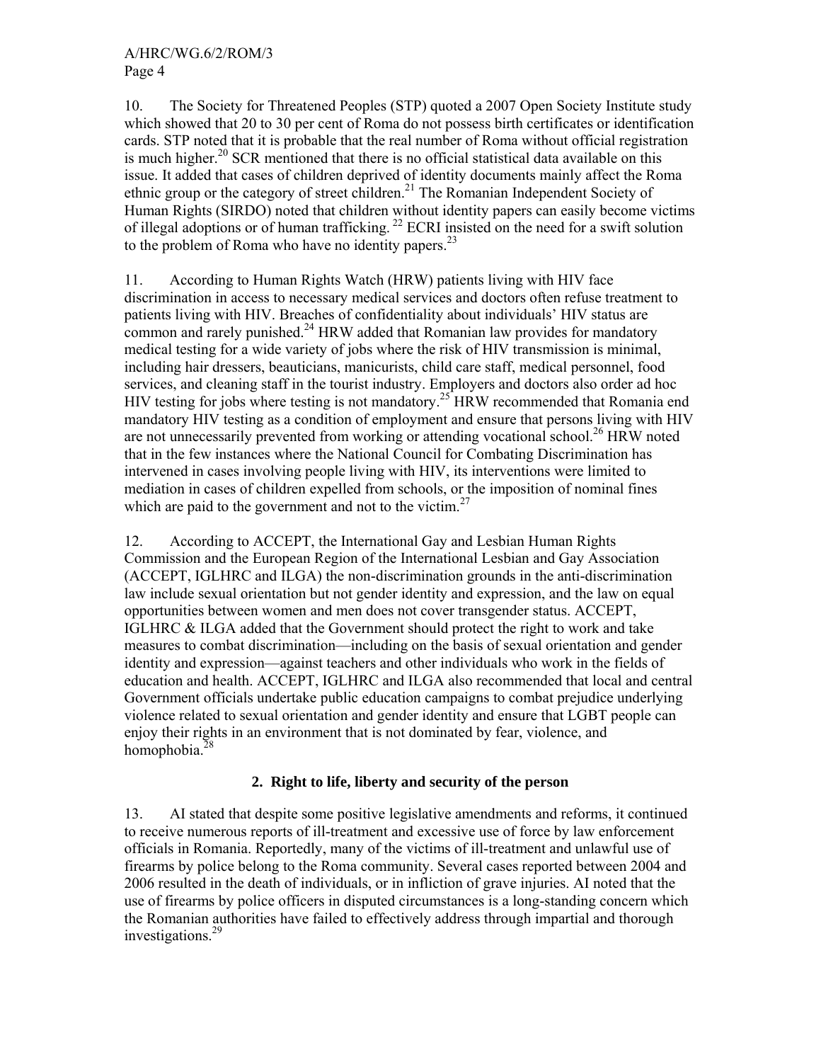10. The Society for Threatened Peoples (STP) quoted a 2007 Open Society Institute study which showed that 20 to 30 per cent of Roma do not possess birth certificates or identification cards. STP noted that it is probable that the real number of Roma without official registration is much higher.[20] SCR mentioned that there is no official statistical data available on this issue. It added that cases of children deprived of identity documents mainly affect the Roma ethnic group or the category of street children.[21] The Romanian Independent Society of Human Rights (SIRDO) noted that children without identity papers can easily become victims of illegal adoptions or of human trafficking.[22] ECRI insisted on the need for a swift solution to the problem of Roma who have no identity papers.[23]

11. According to Human Rights Watch (HRW) patients living with HIV face discrimination in access to necessary medical services and doctors often refuse treatment to patients living with HIV. Breaches of confidentiality about individuals' HIV status are common and rarely punished.[24] HRW added that Romanian law provides for mandatory medical testing for a wide variety of jobs where the risk of HIV transmission is minimal, including hair dressers, beauticians, manicurists, child care staff, medical personnel, food services, and cleaning staff in the tourist industry. Employers and doctors also order ad hoc HIV testing for jobs where testing is not mandatory.[25] HRW recommended that Romania end mandatory HIV testing as a condition of employment and ensure that persons living with HIV are not unnecessarily prevented from working or attending vocational school.[26] HRW noted that in the few instances where the National Council for Combating Discrimination has intervened in cases involving people living with HIV, its interventions were limited to mediation in cases of children expelled from schools, or the imposition of nominal fines which are paid to the government and not to the victim.[27]

12. According to ACCEPT, the International Gay and Lesbian Human Rights Commission and the European Region of the International Lesbian and Gay Association (ACCEPT, IGLHRC and ILGA) the non-discrimination grounds in the anti-discrimination law include sexual orientation but not gender identity and expression, and the law on equal opportunities between women and men does not cover transgender status. ACCEPT, IGLHRC & ILGA added that the Government should protect the right to work and take measures to combat discrimination—including on the basis of sexual orientation and gender identity and expression—against teachers and other individuals who work in the fields of education and health. ACCEPT, IGLHRC and ILGA also recommended that local and central Government officials undertake public education campaigns to combat prejudice underlying violence related to sexual orientation and gender identity and ensure that LGBT people can enjoy their rights in an environment that is not dominated by fear, violence, and homophobia.[28]

### 2. Right to life, liberty and security of the person

13. AI stated that despite some positive legislative amendments and reforms, it continued to receive numerous reports of ill-treatment and excessive use of force by law enforcement officials in Romania. Reportedly, many of the victims of ill-treatment and unlawful use of firearms by police belong to the Roma community. Several cases reported between 2004 and 2006 resulted in the death of individuals, or in infliction of grave injuries. AI noted that the use of firearms by police officers in disputed circumstances is a long-standing concern which the Romanian authorities have failed to effectively address through impartial and thorough investigations.[29]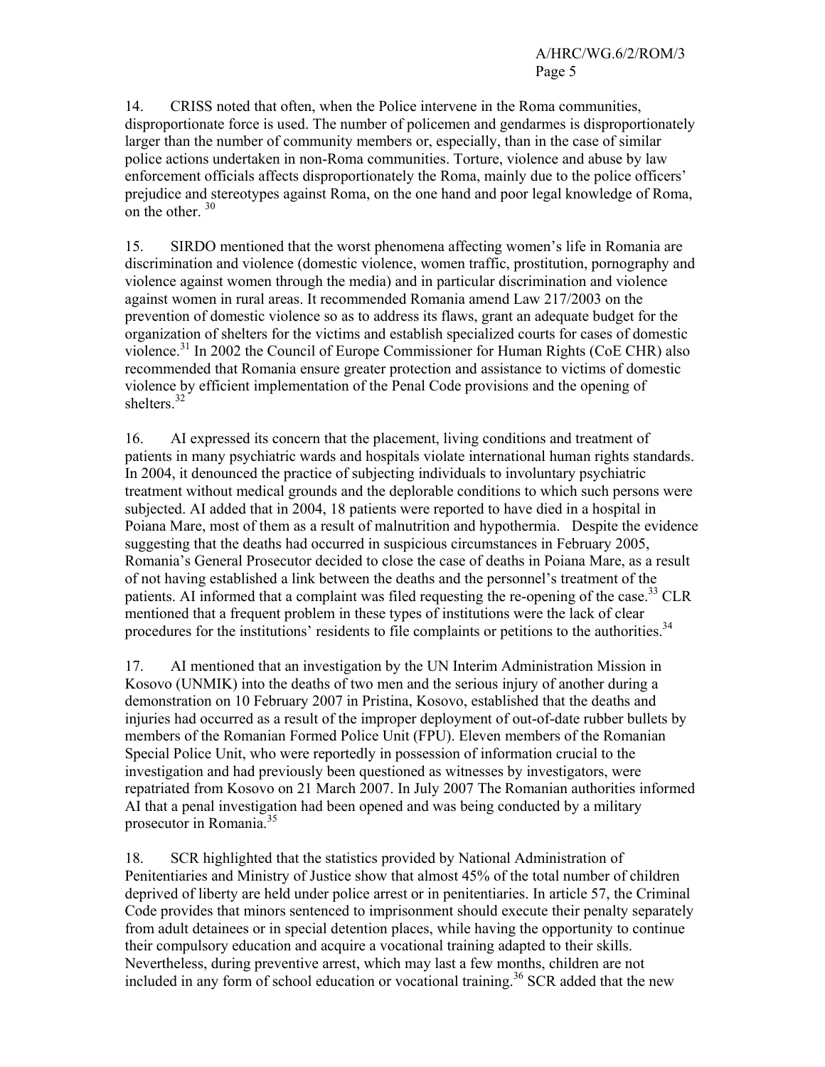14. CRISS noted that often, when the Police intervene in the Roma communities, disproportionate force is used. The number of policemen and gendarmes is disproportionately larger than the number of community members or, especially, than in the case of similar police actions undertaken in non-Roma communities. Torture, violence and abuse by law enforcement officials affects disproportionately the Roma, mainly due to the police officers' prejudice and stereotypes against Roma, on the one hand and poor legal knowledge of Roma, on the other. [30]

15. SIRDO mentioned that the worst phenomena affecting women's life in Romania are discrimination and violence (domestic violence, women traffic, prostitution, pornography and violence against women through the media) and in particular discrimination and violence against women in rural areas. It recommended Romania amend Law 217/2003 on the prevention of domestic violence so as to address its flaws, grant an adequate budget for the organization of shelters for the victims and establish specialized courts for cases of domestic violence.[31] In 2002 the Council of Europe Commissioner for Human Rights (CoE CHR) also recommended that Romania ensure greater protection and assistance to victims of domestic violence by efficient implementation of the Penal Code provisions and the opening of shelters.[32]

16. AI expressed its concern that the placement, living conditions and treatment of patients in many psychiatric wards and hospitals violate international human rights standards. In 2004, it denounced the practice of subjecting individuals to involuntary psychiatric treatment without medical grounds and the deplorable conditions to which such persons were subjected. AI added that in 2004, 18 patients were reported to have died in a hospital in Poiana Mare, most of them as a result of malnutrition and hypothermia. Despite the evidence suggesting that the deaths had occurred in suspicious circumstances in February 2005, Romania's General Prosecutor decided to close the case of deaths in Poiana Mare, as a result of not having established a link between the deaths and the personnel's treatment of the patients. AI informed that a complaint was filed requesting the re-opening of the case.[33] CLR mentioned that a frequent problem in these types of institutions were the lack of clear procedures for the institutions' residents to file complaints or petitions to the authorities.[34]

17. AI mentioned that an investigation by the UN Interim Administration Mission in Kosovo (UNMIK) into the deaths of two men and the serious injury of another during a demonstration on 10 February 2007 in Pristina, Kosovo, established that the deaths and injuries had occurred as a result of the improper deployment of out-of-date rubber bullets by members of the Romanian Formed Police Unit (FPU). Eleven members of the Romanian Special Police Unit, who were reportedly in possession of information crucial to the investigation and had previously been questioned as witnesses by investigators, were repatriated from Kosovo on 21 March 2007. In July 2007 The Romanian authorities informed AI that a penal investigation had been opened and was being conducted by a military prosecutor in Romania.[35]

18. SCR highlighted that the statistics provided by National Administration of Penitentiaries and Ministry of Justice show that almost 45% of the total number of children deprived of liberty are held under police arrest or in penitentiaries. In article 57, the Criminal Code provides that minors sentenced to imprisonment should execute their penalty separately from adult detainees or in special detention places, while having the opportunity to continue their compulsory education and acquire a vocational training adapted to their skills. Nevertheless, during preventive arrest, which may last a few months, children are not included in any form of school education or vocational training.[36] SCR added that the new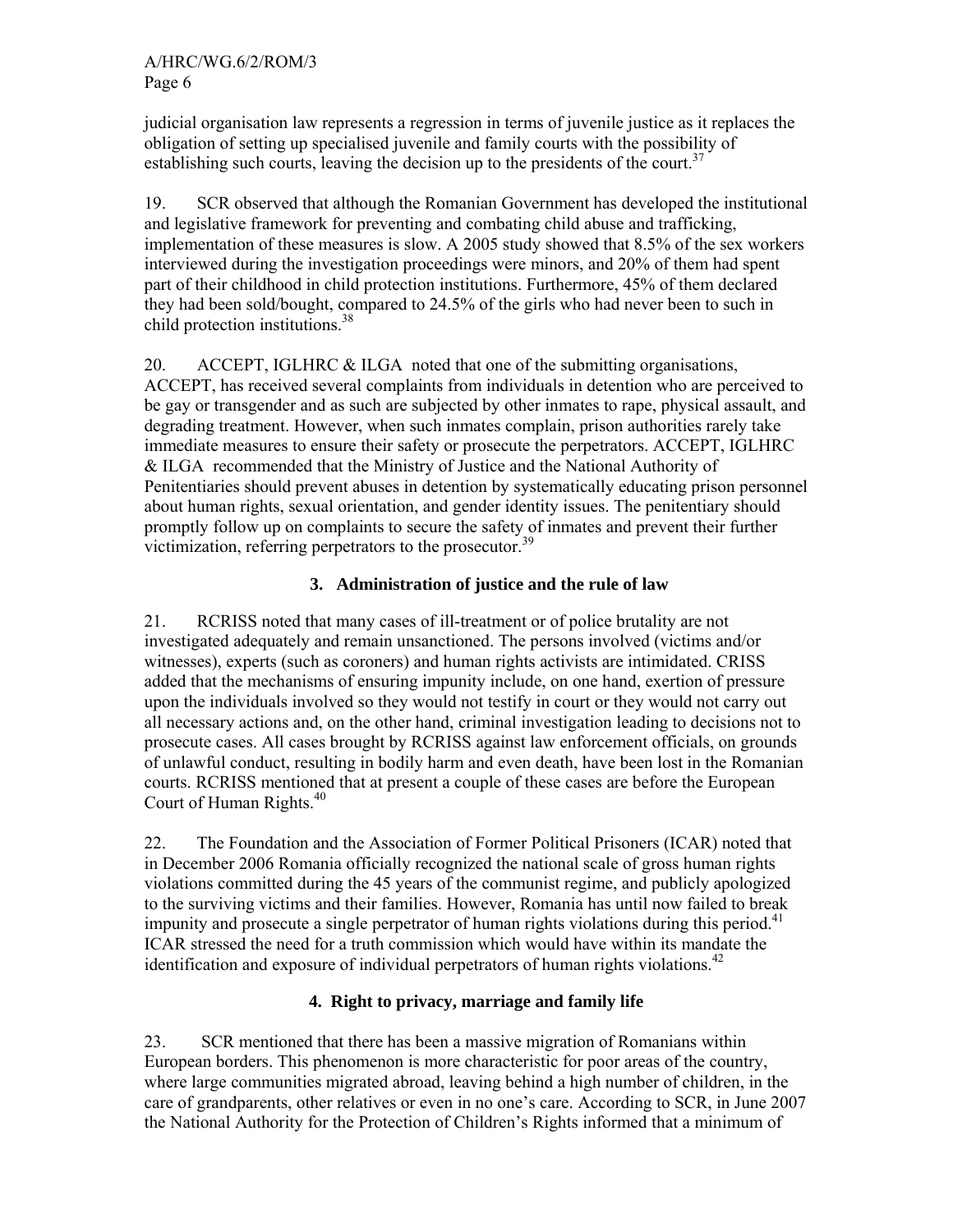judicial organisation law represents a regression in terms of juvenile justice as it replaces the obligation of setting up specialised juvenile and family courts with the possibility of establishing such courts, leaving the decision up to the presidents of the court.[37]

19. SCR observed that although the Romanian Government has developed the institutional and legislative framework for preventing and combating child abuse and trafficking, implementation of these measures is slow. A 2005 study showed that 8.5% of the sex workers interviewed during the investigation proceedings were minors, and 20% of them had spent part of their childhood in child protection institutions. Furthermore, 45% of them declared they had been sold/bought, compared to 24.5% of the girls who had never been to such in child protection institutions.[38]

20. ACCEPT, IGLHRC & ILGA noted that one of the submitting organisations, ACCEPT, has received several complaints from individuals in detention who are perceived to be gay or transgender and as such are subjected by other inmates to rape, physical assault, and degrading treatment. However, when such inmates complain, prison authorities rarely take immediate measures to ensure their safety or prosecute the perpetrators. ACCEPT, IGLHRC & ILGA recommended that the Ministry of Justice and the National Authority of Penitentiaries should prevent abuses in detention by systematically educating prison personnel about human rights, sexual orientation, and gender identity issues. The penitentiary should promptly follow up on complaints to secure the safety of inmates and prevent their further victimization, referring perpetrators to the prosecutor.[39]

### 3. Administration of justice and the rule of law

21. RCRISS noted that many cases of ill-treatment or of police brutality are not investigated adequately and remain unsanctioned. The persons involved (victims and/or witnesses), experts (such as coroners) and human rights activists are intimidated. CRISS added that the mechanisms of ensuring impunity include, on one hand, exertion of pressure upon the individuals involved so they would not testify in court or they would not carry out all necessary actions and, on the other hand, criminal investigation leading to decisions not to prosecute cases. All cases brought by RCRISS against law enforcement officials, on grounds of unlawful conduct, resulting in bodily harm and even death, have been lost in the Romanian courts. RCRISS mentioned that at present a couple of these cases are before the European Court of Human Rights.[40]

22. The Foundation and the Association of Former Political Prisoners (ICAR) noted that in December 2006 Romania officially recognized the national scale of gross human rights violations committed during the 45 years of the communist regime, and publicly apologized to the surviving victims and their families. However, Romania has until now failed to break impunity and prosecute a single perpetrator of human rights violations during this period.[41] ICAR stressed the need for a truth commission which would have within its mandate the identification and exposure of individual perpetrators of human rights violations.[42]

### 4. Right to privacy, marriage and family life

23. SCR mentioned that there has been a massive migration of Romanians within European borders. This phenomenon is more characteristic for poor areas of the country, where large communities migrated abroad, leaving behind a high number of children, in the care of grandparents, other relatives or even in no one's care. According to SCR, in June 2007 the National Authority for the Protection of Children's Rights informed that a minimum of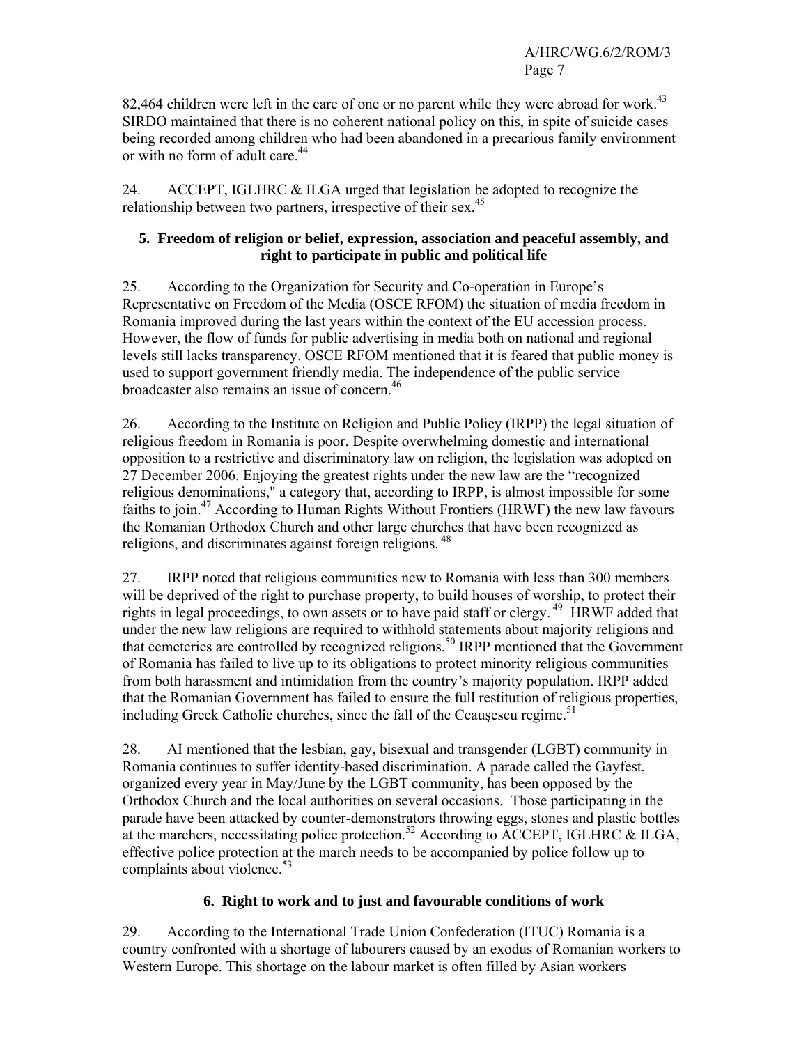82,464 children were left in the care of one or no parent while they were abroad for work.[43] SIRDO maintained that there is no coherent national policy on this, in spite of suicide cases being recorded among children who had been abandoned in a precarious family environment or with no form of adult care.[44]

24. ACCEPT, IGLHRC & ILGA urged that legislation be adopted to recognize the relationship between two partners, irrespective of their sex.[45]

### 5. Freedom of religion or belief, expression, association and peaceful assembly, and right to participate in public and political life

25. According to the Organization for Security and Co-operation in Europe's Representative on Freedom of the Media (OSCE RFOM) the situation of media freedom in Romania improved during the last years within the context of the EU accession process. However, the flow of funds for public advertising in media both on national and regional levels still lacks transparency. OSCE RFOM mentioned that it is feared that public money is used to support government friendly media. The independence of the public service broadcaster also remains an issue of concern.[46]

26. According to the Institute on Religion and Public Policy (IRPP) the legal situation of religious freedom in Romania is poor. Despite overwhelming domestic and international opposition to a restrictive and discriminatory law on religion, the legislation was adopted on 27 December 2006. Enjoying the greatest rights under the new law are the "recognized religious denominations," a category that, according to IRPP, is almost impossible for some faiths to join.[47] According to Human Rights Without Frontiers (HRWF) the new law favours the Romanian Orthodox Church and other large churches that have been recognized as religions, and discriminates against foreign religions.[48]

27. IRPP noted that religious communities new to Romania with less than 300 members will be deprived of the right to purchase property, to build houses of worship, to protect their rights in legal proceedings, to own assets or to have paid staff or clergy.[49] HRWF added that under the new law religions are required to withhold statements about majority religions and that cemeteries are controlled by recognized religions.[50] IRPP mentioned that the Government of Romania has failed to live up to its obligations to protect minority religious communities from both harassment and intimidation from the country's majority population. IRPP added that the Romanian Government has failed to ensure the full restitution of religious properties, including Greek Catholic churches, since the fall of the Ceauşescu regime.[51]

28. AI mentioned that the lesbian, gay, bisexual and transgender (LGBT) community in Romania continues to suffer identity-based discrimination. A parade called the Gayfest, organized every year in May/June by the LGBT community, has been opposed by the Orthodox Church and the local authorities on several occasions. Those participating in the parade have been attacked by counter-demonstrators throwing eggs, stones and plastic bottles at the marchers, necessitating police protection.[52] According to ACCEPT, IGLHRC & ILGA, effective police protection at the march needs to be accompanied by police follow up to complaints about violence.[53]

### 6. Right to work and to just and favourable conditions of work

29. According to the International Trade Union Confederation (ITUC) Romania is a country confronted with a shortage of labourers caused by an exodus of Romanian workers to Western Europe. This shortage on the labour market is often filled by Asian workers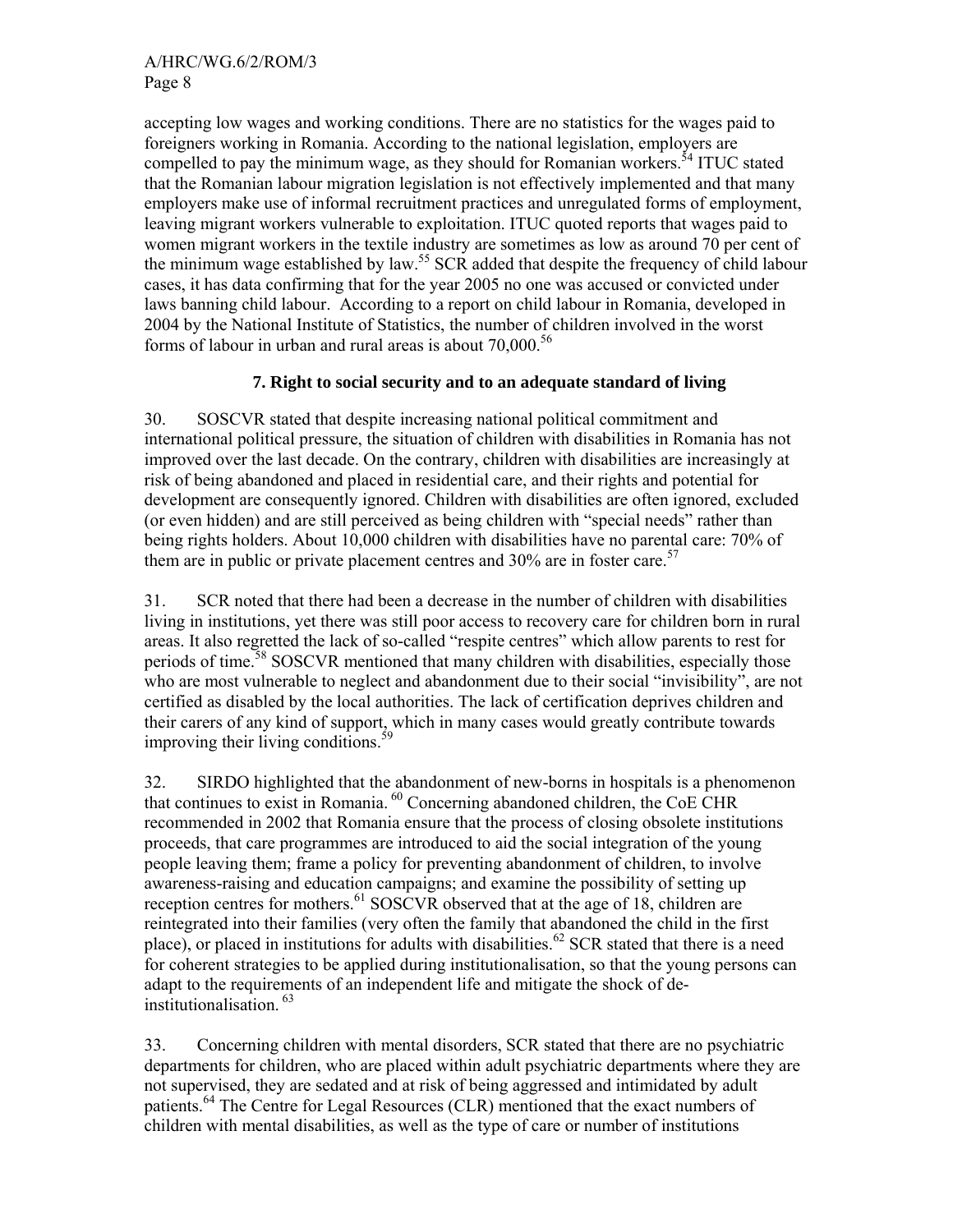accepting low wages and working conditions. There are no statistics for the wages paid to foreigners working in Romania. According to the national legislation, employers are compelled to pay the minimum wage, as they should for Romanian workers.[54] ITUC stated that the Romanian labour migration legislation is not effectively implemented and that many employers make use of informal recruitment practices and unregulated forms of employment, leaving migrant workers vulnerable to exploitation. ITUC quoted reports that wages paid to women migrant workers in the textile industry are sometimes as low as around 70 per cent of the minimum wage established by law.[55] SCR added that despite the frequency of child labour cases, it has data confirming that for the year 2005 no one was accused or convicted under laws banning child labour. According to a report on child labour in Romania, developed in 2004 by the National Institute of Statistics, the number of children involved in the worst forms of labour in urban and rural areas is about 70,000.[56]

### 7. Right to social security and to an adequate standard of living

30. SOSCVR stated that despite increasing national political commitment and international political pressure, the situation of children with disabilities in Romania has not improved over the last decade. On the contrary, children with disabilities are increasingly at risk of being abandoned and placed in residential care, and their rights and potential for development are consequently ignored. Children with disabilities are often ignored, excluded (or even hidden) and are still perceived as being children with "special needs" rather than being rights holders. About 10,000 children with disabilities have no parental care: 70% of them are in public or private placement centres and 30% are in foster care.[57]

31. SCR noted that there had been a decrease in the number of children with disabilities living in institutions, yet there was still poor access to recovery care for children born in rural areas. It also regretted the lack of so-called "respite centres" which allow parents to rest for periods of time.[58] SOSCVR mentioned that many children with disabilities, especially those who are most vulnerable to neglect and abandonment due to their social "invisibility", are not certified as disabled by the local authorities. The lack of certification deprives children and their carers of any kind of support, which in many cases would greatly contribute towards improving their living conditions.[59]

32. SIRDO highlighted that the abandonment of new-borns in hospitals is a phenomenon that continues to exist in Romania. [60] Concerning abandoned children, the CoE CHR recommended in 2002 that Romania ensure that the process of closing obsolete institutions proceeds, that care programmes are introduced to aid the social integration of the young people leaving them; frame a policy for preventing abandonment of children, to involve awareness-raising and education campaigns; and examine the possibility of setting up reception centres for mothers.[61] SOSCVR observed that at the age of 18, children are reintegrated into their families (very often the family that abandoned the child in the first place), or placed in institutions for adults with disabilities.[62] SCR stated that there is a need for coherent strategies to be applied during institutionalisation, so that the young persons can adapt to the requirements of an independent life and mitigate the shock of de-institutionalisation. [63]

33. Concerning children with mental disorders, SCR stated that there are no psychiatric departments for children, who are placed within adult psychiatric departments where they are not supervised, they are sedated and at risk of being aggressed and intimidated by adult patients.[64] The Centre for Legal Resources (CLR) mentioned that the exact numbers of children with mental disabilities, as well as the type of care or number of institutions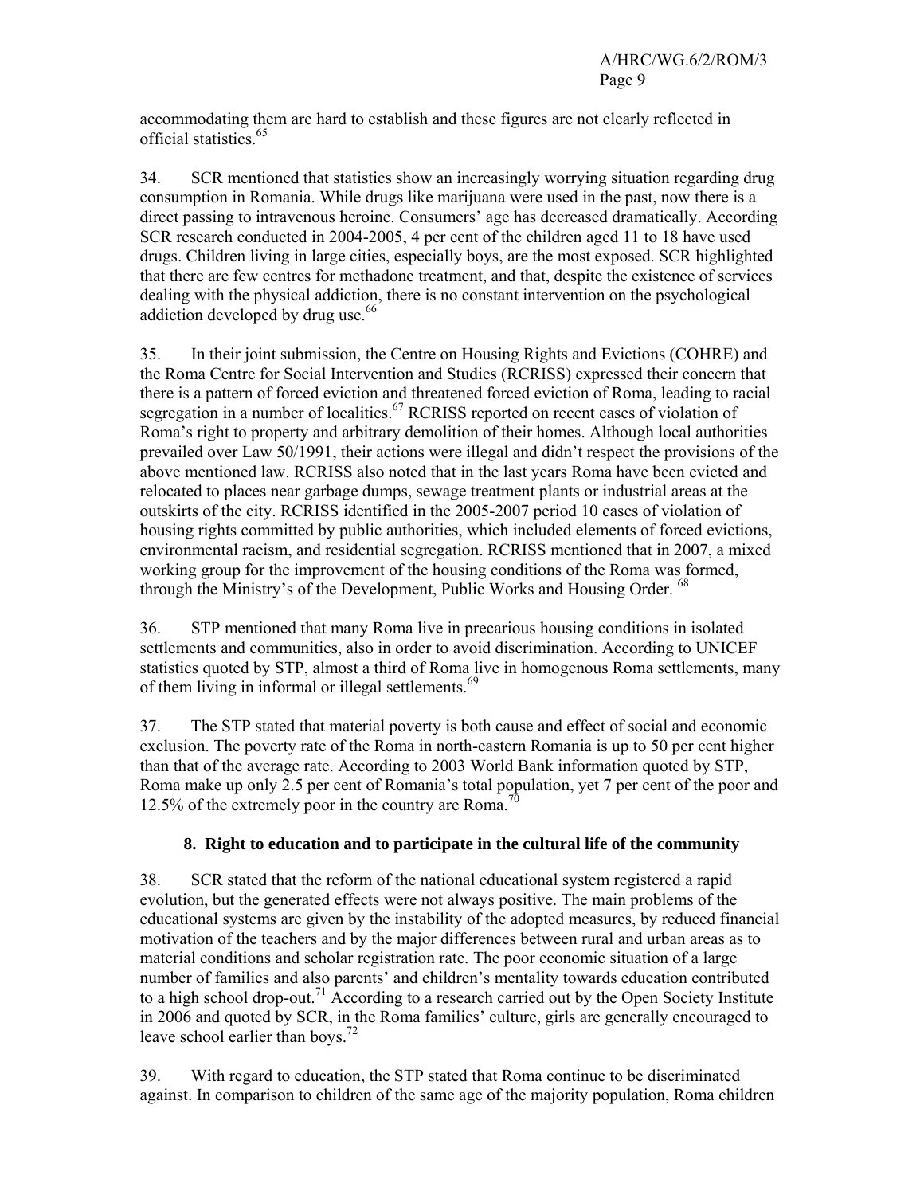accommodating them are hard to establish and these figures are not clearly reflected in official statistics.[65]

34. SCR mentioned that statistics show an increasingly worrying situation regarding drug consumption in Romania. While drugs like marijuana were used in the past, now there is a direct passing to intravenous heroine. Consumers' age has decreased dramatically. According SCR research conducted in 2004-2005, 4 per cent of the children aged 11 to 18 have used drugs. Children living in large cities, especially boys, are the most exposed. SCR highlighted that there are few centres for methadone treatment, and that, despite the existence of services dealing with the physical addiction, there is no constant intervention on the psychological addiction developed by drug use.[66]

35. In their joint submission, the Centre on Housing Rights and Evictions (COHRE) and the Roma Centre for Social Intervention and Studies (RCRISS) expressed their concern that there is a pattern of forced eviction and threatened forced eviction of Roma, leading to racial segregation in a number of localities.[67] RCRISS reported on recent cases of violation of Roma's right to property and arbitrary demolition of their homes. Although local authorities prevailed over Law 50/1991, their actions were illegal and didn't respect the provisions of the above mentioned law. RCRISS also noted that in the last years Roma have been evicted and relocated to places near garbage dumps, sewage treatment plants or industrial areas at the outskirts of the city. RCRISS identified in the 2005-2007 period 10 cases of violation of housing rights committed by public authorities, which included elements of forced evictions, environmental racism, and residential segregation. RCRISS mentioned that in 2007, a mixed working group for the improvement of the housing conditions of the Roma was formed, through the Ministry's of the Development, Public Works and Housing Order. [68]

36. STP mentioned that many Roma live in precarious housing conditions in isolated settlements and communities, also in order to avoid discrimination. According to UNICEF statistics quoted by STP, almost a third of Roma live in homogenous Roma settlements, many of them living in informal or illegal settlements.[69]

37. The STP stated that material poverty is both cause and effect of social and economic exclusion. The poverty rate of the Roma in north-eastern Romania is up to 50 per cent higher than that of the average rate. According to 2003 World Bank information quoted by STP, Roma make up only 2.5 per cent of Romania's total population, yet 7 per cent of the poor and 12.5% of the extremely poor in the country are Roma.[70]

### 8. Right to education and to participate in the cultural life of the community

38. SCR stated that the reform of the national educational system registered a rapid evolution, but the generated effects were not always positive. The main problems of the educational systems are given by the instability of the adopted measures, by reduced financial motivation of the teachers and by the major differences between rural and urban areas as to material conditions and scholar registration rate. The poor economic situation of a large number of families and also parents' and children's mentality towards education contributed to a high school drop-out.[71] According to a research carried out by the Open Society Institute in 2006 and quoted by SCR, in the Roma families' culture, girls are generally encouraged to leave school earlier than boys.[72]

39. With regard to education, the STP stated that Roma continue to be discriminated against. In comparison to children of the same age of the majority population, Roma children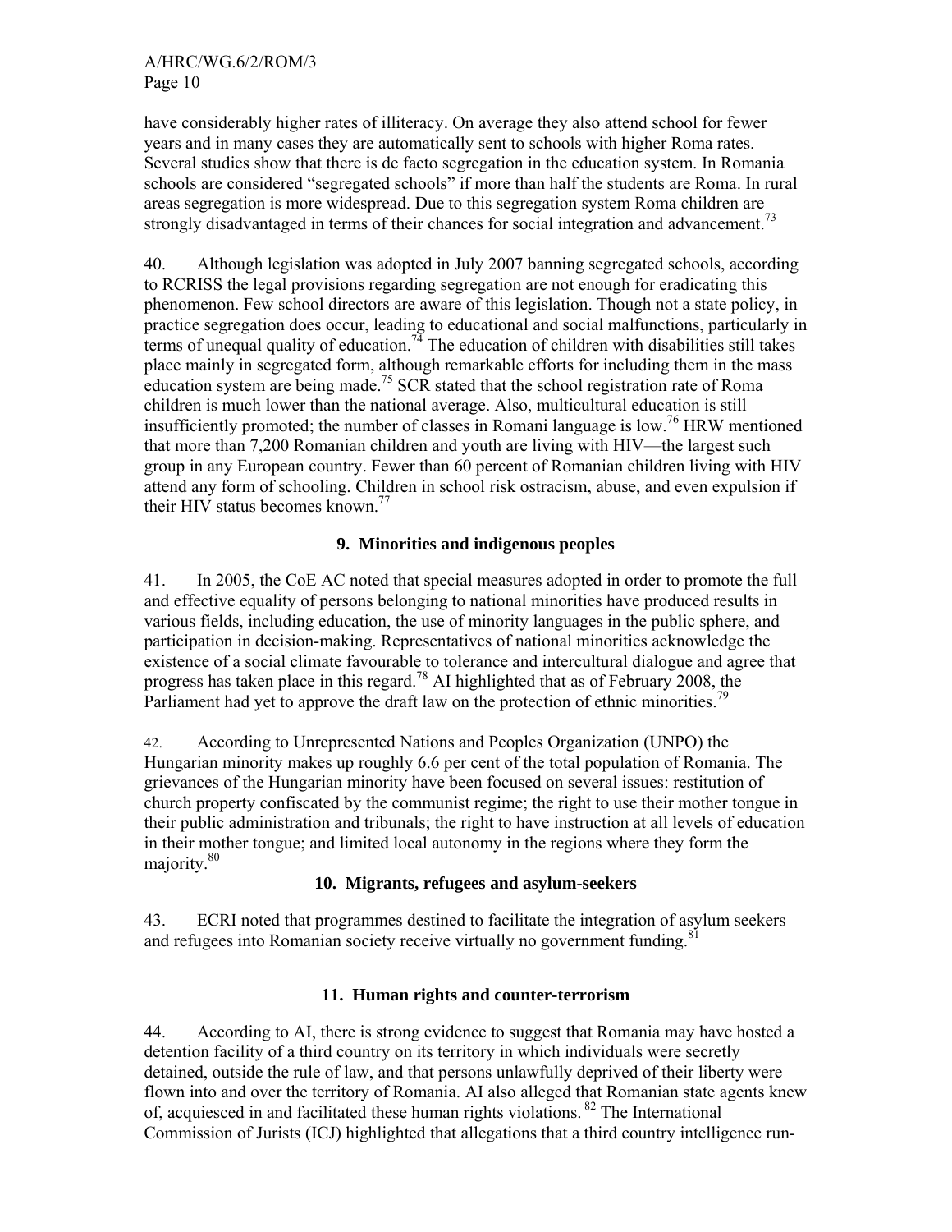have considerably higher rates of illiteracy. On average they also attend school for fewer years and in many cases they are automatically sent to schools with higher Roma rates. Several studies show that there is de facto segregation in the education system. In Romania schools are considered "segregated schools" if more than half the students are Roma. In rural areas segregation is more widespread. Due to this segregation system Roma children are strongly disadvantaged in terms of their chances for social integration and advancement.[73]

40. Although legislation was adopted in July 2007 banning segregated schools, according to RCRISS the legal provisions regarding segregation are not enough for eradicating this phenomenon. Few school directors are aware of this legislation. Though not a state policy, in practice segregation does occur, leading to educational and social malfunctions, particularly in terms of unequal quality of education.[74] The education of children with disabilities still takes place mainly in segregated form, although remarkable efforts for including them in the mass education system are being made.[75] SCR stated that the school registration rate of Roma children is much lower than the national average. Also, multicultural education is still insufficiently promoted; the number of classes in Romani language is low.[76] HRW mentioned that more than 7,200 Romanian children and youth are living with HIV—the largest such group in any European country. Fewer than 60 percent of Romanian children living with HIV attend any form of schooling. Children in school risk ostracism, abuse, and even expulsion if their HIV status becomes known.[77]

### 9. Minorities and indigenous peoples

41. In 2005, the CoE AC noted that special measures adopted in order to promote the full and effective equality of persons belonging to national minorities have produced results in various fields, including education, the use of minority languages in the public sphere, and participation in decision-making. Representatives of national minorities acknowledge the existence of a social climate favourable to tolerance and intercultural dialogue and agree that progress has taken place in this regard.[78] AI highlighted that as of February 2008, the Parliament had yet to approve the draft law on the protection of ethnic minorities.[79]

42. According to Unrepresented Nations and Peoples Organization (UNPO) the Hungarian minority makes up roughly 6.6 per cent of the total population of Romania. The grievances of the Hungarian minority have been focused on several issues: restitution of church property confiscated by the communist regime; the right to use their mother tongue in their public administration and tribunals; the right to have instruction at all levels of education in their mother tongue; and limited local autonomy in the regions where they form the majority.[80]

### 10. Migrants, refugees and asylum-seekers

43. ECRI noted that programmes destined to facilitate the integration of asylum seekers and refugees into Romanian society receive virtually no government funding.[81]

### 11. Human rights and counter-terrorism

44. According to AI, there is strong evidence to suggest that Romania may have hosted a detention facility of a third country on its territory in which individuals were secretly detained, outside the rule of law, and that persons unlawfully deprived of their liberty were flown into and over the territory of Romania. AI also alleged that Romanian state agents knew of, acquiesced in and facilitated these human rights violations.[82] The International Commission of Jurists (ICJ) highlighted that allegations that a third country intelligence run-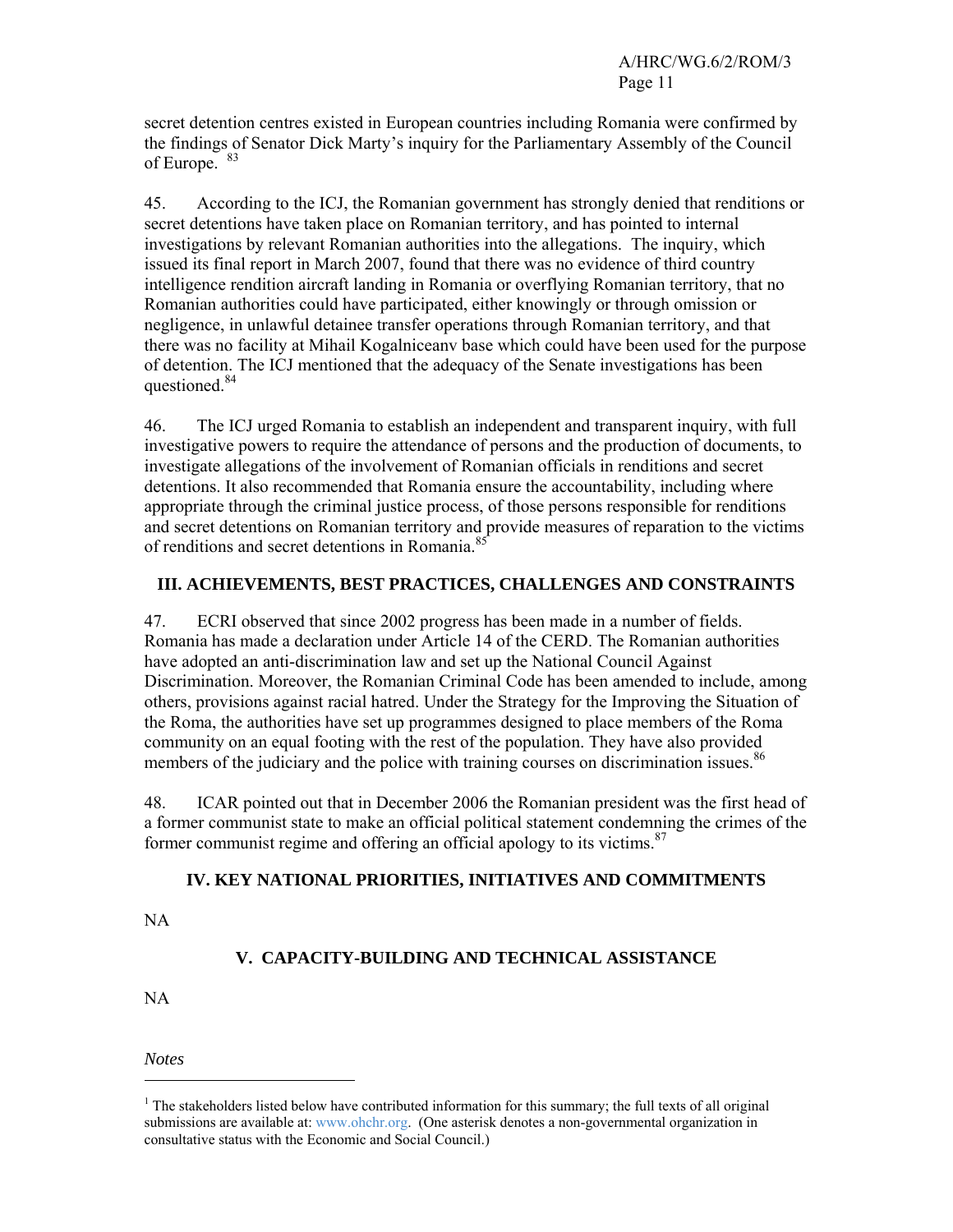secret detention centres existed in European countries including Romania were confirmed by the findings of Senator Dick Marty's inquiry for the Parliamentary Assembly of the Council of Europe. [83]

45. According to the ICJ, the Romanian government has strongly denied that renditions or secret detentions have taken place on Romanian territory, and has pointed to internal investigations by relevant Romanian authorities into the allegations. The inquiry, which issued its final report in March 2007, found that there was no evidence of third country intelligence rendition aircraft landing in Romania or overflying Romanian territory, that no Romanian authorities could have participated, either knowingly or through omission or negligence, in unlawful detainee transfer operations through Romanian territory, and that there was no facility at Mihail Kogalniceanv base which could have been used for the purpose of detention. The ICJ mentioned that the adequacy of the Senate investigations has been questioned.[84]

46. The ICJ urged Romania to establish an independent and transparent inquiry, with full investigative powers to require the attendance of persons and the production of documents, to investigate allegations of the involvement of Romanian officials in renditions and secret detentions. It also recommended that Romania ensure the accountability, including where appropriate through the criminal justice process, of those persons responsible for renditions and secret detentions on Romanian territory and provide measures of reparation to the victims of renditions and secret detentions in Romania.[85]

## III. ACHIEVEMENTS, BEST PRACTICES, CHALLENGES AND CONSTRAINTS

47. ECRI observed that since 2002 progress has been made in a number of fields. Romania has made a declaration under Article 14 of the CERD. The Romanian authorities have adopted an anti-discrimination law and set up the National Council Against Discrimination. Moreover, the Romanian Criminal Code has been amended to include, among others, provisions against racial hatred. Under the Strategy for the Improving the Situation of the Roma, the authorities have set up programmes designed to place members of the Roma community on an equal footing with the rest of the population. They have also provided members of the judiciary and the police with training courses on discrimination issues.[86]

48. ICAR pointed out that in December 2006 the Romanian president was the first head of a former communist state to make an official political statement condemning the crimes of the former communist regime and offering an official apology to its victims.[87]

## IV. KEY NATIONAL PRIORITIES, INITIATIVES AND COMMITMENTS

NA

## V. CAPACITY-BUILDING AND TECHNICAL ASSISTANCE

NA

*Notes*

[1] The stakeholders listed below have contributed information for this summary; the full texts of all original submissions are available at: www.ohchr.org. (One asterisk denotes a non-governmental organization in consultative status with the Economic and Social Council.)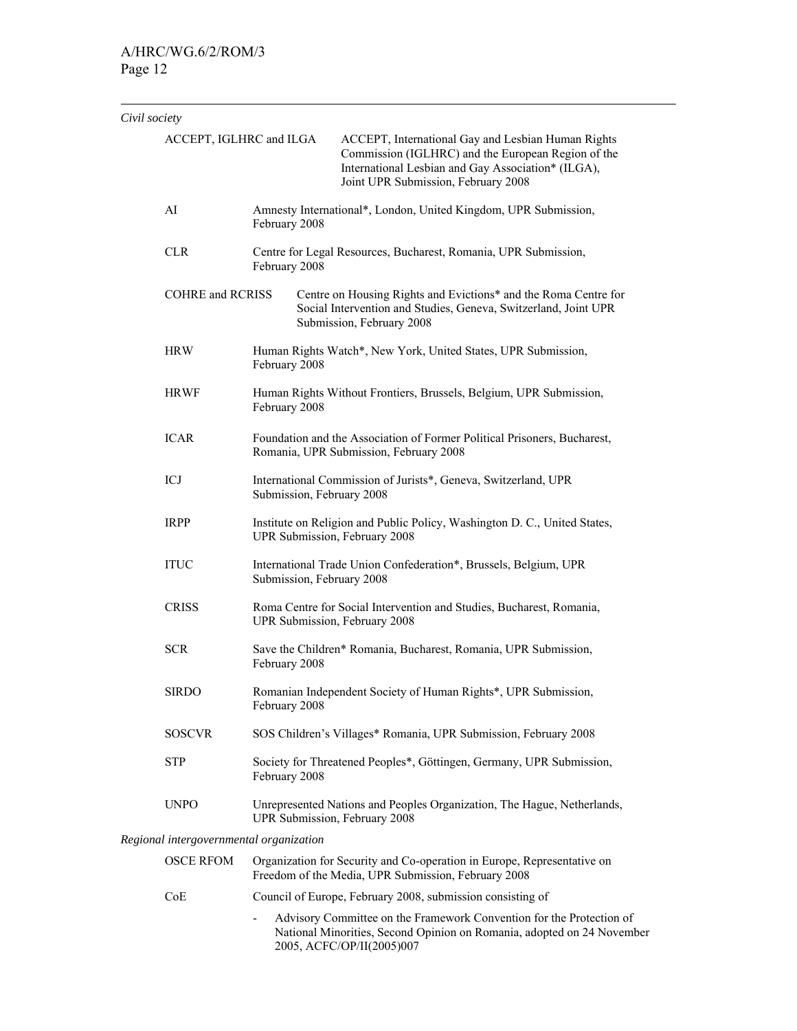*Civil society*

| | |
|---|---|
| ACCEPT, IGLHRC and ILGA | ACCEPT, International Gay and Lesbian Human Rights Commission (IGLHRC) and the European Region of the International Lesbian and Gay Association* (ILGA), Joint UPR Submission, February 2008 |
| AI | Amnesty International*, London, United Kingdom, UPR Submission, February 2008 |
| CLR | Centre for Legal Resources, Bucharest, Romania, UPR Submission, February 2008 |
| COHRE and RCRISS | Centre on Housing Rights and Evictions* and the Roma Centre for Social Intervention and Studies, Geneva, Switzerland, Joint UPR Submission, February 2008 |
| HRW | Human Rights Watch*, New York, United States, UPR Submission, February 2008 |
| HRWF | Human Rights Without Frontiers, Brussels, Belgium, UPR Submission, February 2008 |
| ICAR | Foundation and the Association of Former Political Prisoners, Bucharest, Romania, UPR Submission, February 2008 |
| ICJ | International Commission of Jurists*, Geneva, Switzerland, UPR Submission, February 2008 |
| IRPP | Institute on Religion and Public Policy, Washington D. C., United States, UPR Submission, February 2008 |
| ITUC | International Trade Union Confederation*, Brussels, Belgium, UPR Submission, February 2008 |
| CRISS | Roma Centre for Social Intervention and Studies, Bucharest, Romania, UPR Submission, February 2008 |
| SCR | Save the Children* Romania, Bucharest, Romania, UPR Submission, February 2008 |
| SIRDO | Romanian Independent Society of Human Rights*, UPR Submission, February 2008 |
| SOSCVR | SOS Children's Villages* Romania, UPR Submission, February 2008 |
| STP | Society for Threatened Peoples*, Göttingen, Germany, UPR Submission, February 2008 |
| UNPO | Unrepresented Nations and Peoples Organization, The Hague, Netherlands, UPR Submission, February 2008 |

*Regional intergovernmental organization*

| | |
|---|---|
| OSCE RFOM | Organization for Security and Co-operation in Europe, Representative on Freedom of the Media, UPR Submission, February 2008 |
| CoE | Council of Europe, February 2008, submission consisting of |

- Advisory Committee on the Framework Convention for the Protection of National Minorities, Second Opinion on Romania, adopted on 24 November 2005, ACFC/OP/II(2005)007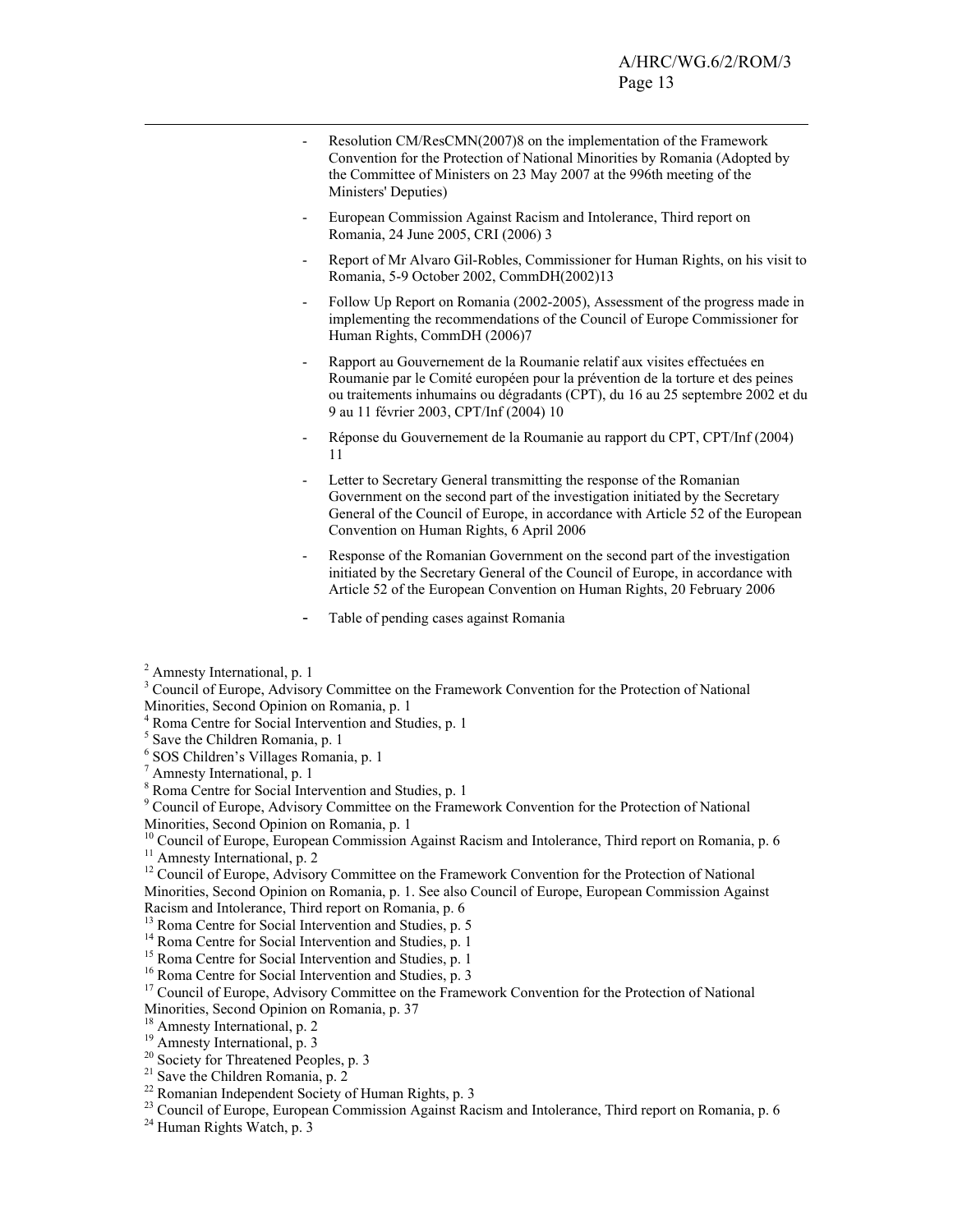- Resolution CM/ResCMN(2007)8 on the implementation of the Framework Convention for the Protection of National Minorities by Romania (Adopted by the Committee of Ministers on 23 May 2007 at the 996th meeting of the Ministers' Deputies)
- European Commission Against Racism and Intolerance, Third report on Romania, 24 June 2005, CRI (2006) 3
- Report of Mr Alvaro Gil-Robles, Commissioner for Human Rights, on his visit to Romania, 5-9 October 2002, CommDH(2002)13
- Follow Up Report on Romania (2002-2005), Assessment of the progress made in implementing the recommendations of the Council of Europe Commissioner for Human Rights, CommDH (2006)7
- Rapport au Gouvernement de la Roumanie relatif aux visites effectuées en Roumanie par le Comité européen pour la prévention de la torture et des peines ou traitements inhumains ou dégradants (CPT), du 16 au 25 septembre 2002 et du 9 au 11 février 2003, CPT/Inf (2004) 10
- Réponse du Gouvernement de la Roumanie au rapport du CPT, CPT/Inf (2004) 11
- Letter to Secretary General transmitting the response of the Romanian Government on the second part of the investigation initiated by the Secretary General of the Council of Europe, in accordance with Article 52 of the European Convention on Human Rights, 6 April 2006
- Response of the Romanian Government on the second part of the investigation initiated by the Secretary General of the Council of Europe, in accordance with Article 52 of the European Convention on Human Rights, 20 February 2006
- Table of pending cases against Romania

[2] Amnesty International, p. 1
[3] Council of Europe, Advisory Committee on the Framework Convention for the Protection of National Minorities, Second Opinion on Romania, p. 1
[4] Roma Centre for Social Intervention and Studies, p. 1
[5] Save the Children Romania, p. 1
[6] SOS Children's Villages Romania, p. 1
[7] Amnesty International, p. 1
[8] Roma Centre for Social Intervention and Studies, p. 1
[9] Council of Europe, Advisory Committee on the Framework Convention for the Protection of National Minorities, Second Opinion on Romania, p. 1
[10] Council of Europe, European Commission Against Racism and Intolerance, Third report on Romania, p. 6
[11] Amnesty International, p. 2
[12] Council of Europe, Advisory Committee on the Framework Convention for the Protection of National Minorities, Second Opinion on Romania, p. 1. See also Council of Europe, European Commission Against Racism and Intolerance, Third report on Romania, p. 6
[13] Roma Centre for Social Intervention and Studies, p. 5
[14] Roma Centre for Social Intervention and Studies, p. 1
[15] Roma Centre for Social Intervention and Studies, p. 1
[16] Roma Centre for Social Intervention and Studies, p. 3
[17] Council of Europe, Advisory Committee on the Framework Convention for the Protection of National Minorities, Second Opinion on Romania, p. 37
[18] Amnesty International, p. 2
[19] Amnesty International, p. 3
[20] Society for Threatened Peoples, p. 3
[21] Save the Children Romania, p. 2
[22] Romanian Independent Society of Human Rights, p. 3
[23] Council of Europe, European Commission Against Racism and Intolerance, Third report on Romania, p. 6
[24] Human Rights Watch, p. 3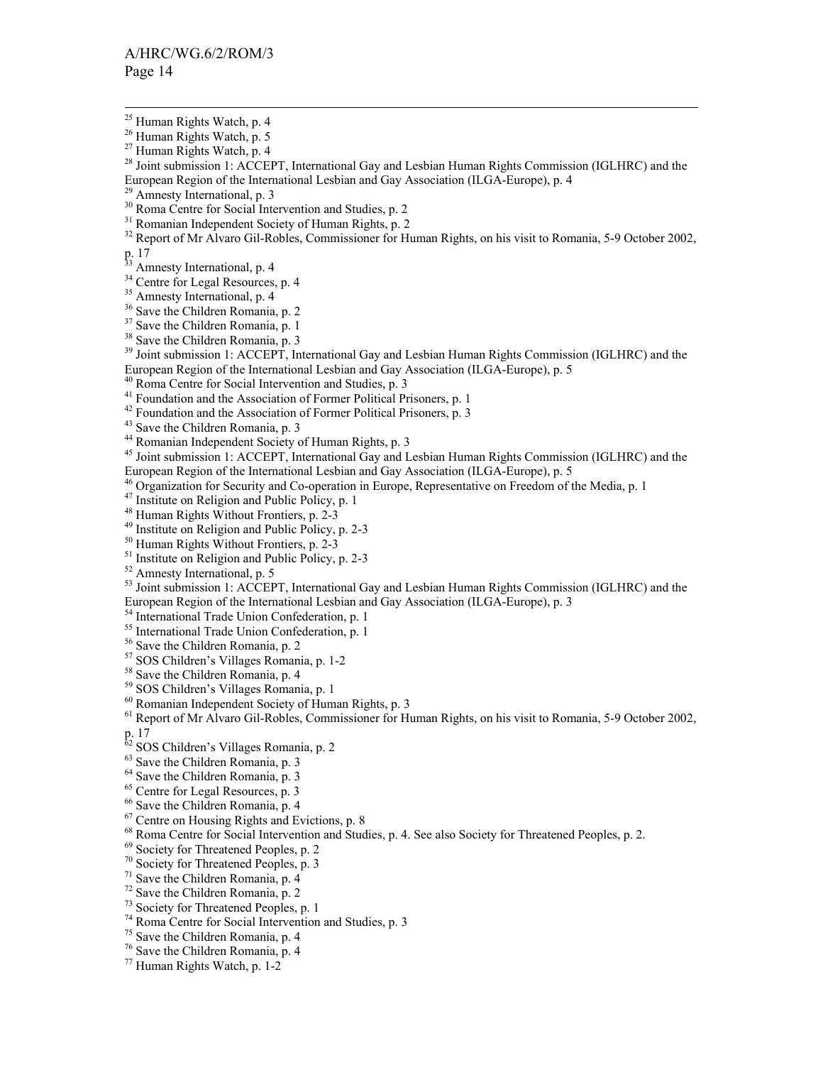[25] Human Rights Watch, p. 4

[26] Human Rights Watch, p. 5

[27] Human Rights Watch, p. 4

[28] Joint submission 1: ACCEPT, International Gay and Lesbian Human Rights Commission (IGLHRC) and the European Region of the International Lesbian and Gay Association (ILGA-Europe), p. 4

[29] Amnesty International, p. 3

[30] Roma Centre for Social Intervention and Studies, p. 2

[31] Romanian Independent Society of Human Rights, p. 2

[32] Report of Mr Alvaro Gil-Robles, Commissioner for Human Rights, on his visit to Romania, 5-9 October 2002, p. 17

[33] Amnesty International, p. 4

[34] Centre for Legal Resources, p. 4

[35] Amnesty International, p. 4

[36] Save the Children Romania, p. 2

[37] Save the Children Romania, p. 1

[38] Save the Children Romania, p. 3

[39] Joint submission 1: ACCEPT, International Gay and Lesbian Human Rights Commission (IGLHRC) and the European Region of the International Lesbian and Gay Association (ILGA-Europe), p. 5

[40] Roma Centre for Social Intervention and Studies, p. 3

[41] Foundation and the Association of Former Political Prisoners, p. 1

[42] Foundation and the Association of Former Political Prisoners, p. 3

[43] Save the Children Romania, p. 3

[44] Romanian Independent Society of Human Rights, p. 3

[45] Joint submission 1: ACCEPT, International Gay and Lesbian Human Rights Commission (IGLHRC) and the European Region of the International Lesbian and Gay Association (ILGA-Europe), p. 5

[46] Organization for Security and Co-operation in Europe, Representative on Freedom of the Media, p. 1

[47] Institute on Religion and Public Policy, p. 1

[48] Human Rights Without Frontiers, p. 2-3

[49] Institute on Religion and Public Policy, p. 2-3

[50] Human Rights Without Frontiers, p. 2-3

[51] Institute on Religion and Public Policy, p. 2-3

[52] Amnesty International, p. 5

[53] Joint submission 1: ACCEPT, International Gay and Lesbian Human Rights Commission (IGLHRC) and the European Region of the International Lesbian and Gay Association (ILGA-Europe), p. 3

[54] International Trade Union Confederation, p. 1

[55] International Trade Union Confederation, p. 1

[56] Save the Children Romania, p. 2

[57] SOS Children's Villages Romania, p. 1-2

[58] Save the Children Romania, p. 4

[59] SOS Children's Villages Romania, p. 1

[60] Romanian Independent Society of Human Rights, p. 3

[61] Report of Mr Alvaro Gil-Robles, Commissioner for Human Rights, on his visit to Romania, 5-9 October 2002, p. 17

[62] SOS Children's Villages Romania, p. 2

[63] Save the Children Romania, p. 3

[64] Save the Children Romania, p. 3

[65] Centre for Legal Resources, p. 3

[66] Save the Children Romania, p. 4

[67] Centre on Housing Rights and Evictions, p. 8

[68] Roma Centre for Social Intervention and Studies, p. 4. See also Society for Threatened Peoples, p. 2.

[69] Society for Threatened Peoples, p. 2

[70] Society for Threatened Peoples, p. 3

[71] Save the Children Romania, p. 4

[72] Save the Children Romania, p. 2

[73] Society for Threatened Peoples, p. 1

[74] Roma Centre for Social Intervention and Studies, p. 3

[75] Save the Children Romania, p. 4

[76] Save the Children Romania, p. 4

[77] Human Rights Watch, p. 1-2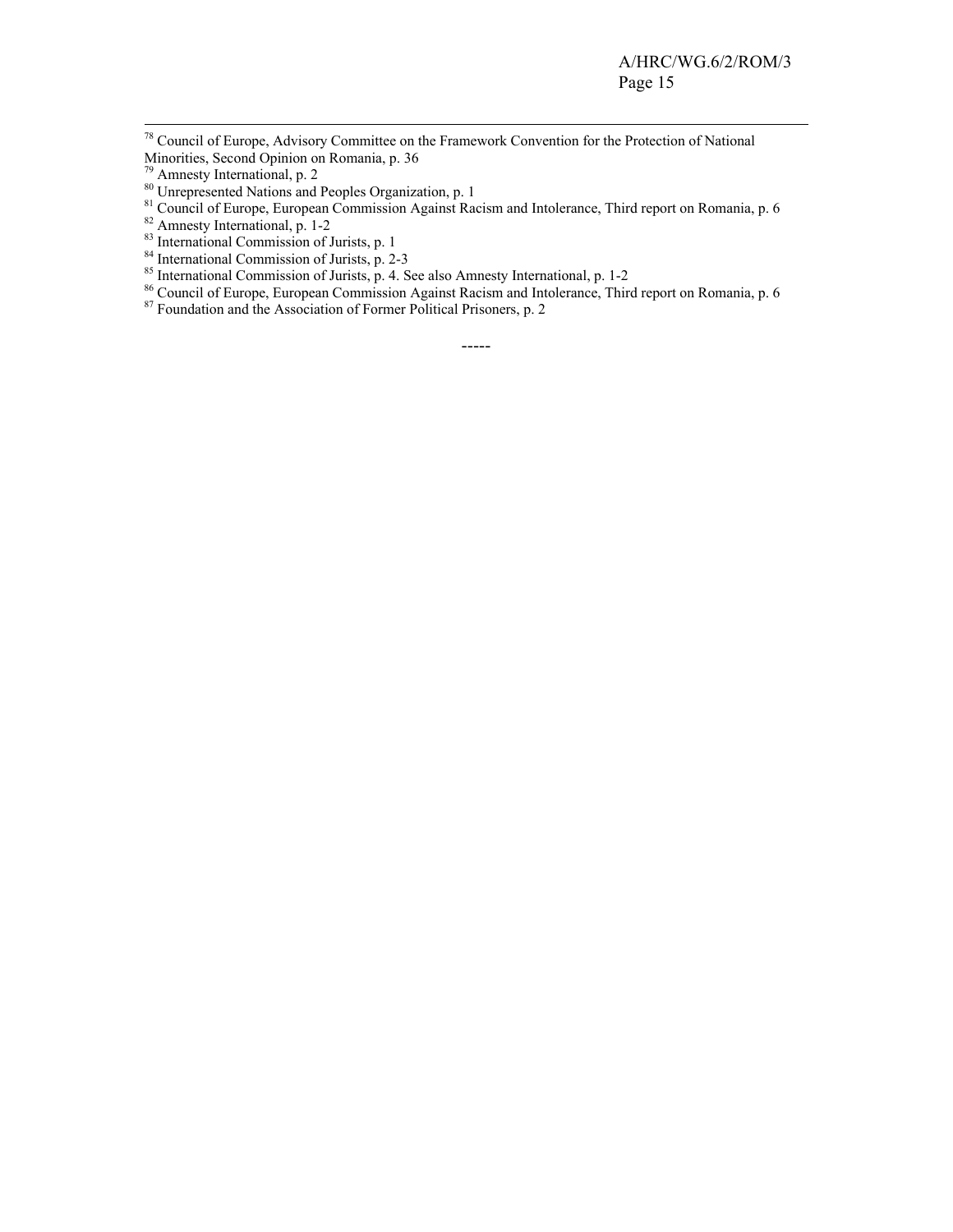[78] Council of Europe, Advisory Committee on the Framework Convention for the Protection of National Minorities, Second Opinion on Romania, p. 36

[79] Amnesty International, p. 2

[80] Unrepresented Nations and Peoples Organization, p. 1

[81] Council of Europe, European Commission Against Racism and Intolerance, Third report on Romania, p. 6

[82] Amnesty International, p. 1-2

[83] International Commission of Jurists, p. 1

[84] International Commission of Jurists, p. 2-3

[85] International Commission of Jurists, p. 4. See also Amnesty International, p. 1-2

[86] Council of Europe, European Commission Against Racism and Intolerance, Third report on Romania, p. 6

[87] Foundation and the Association of Former Political Prisoners, p. 2

-----